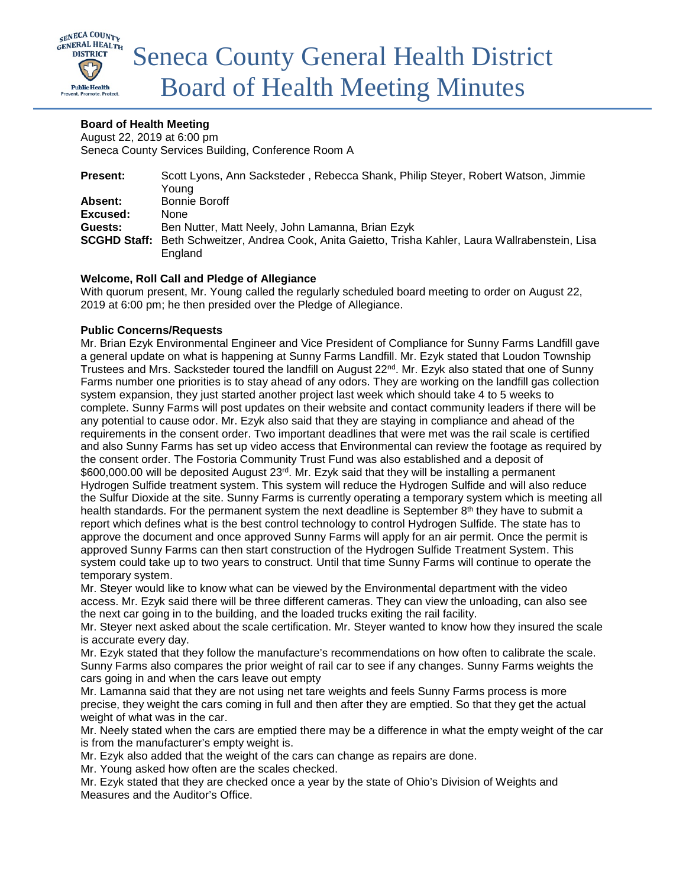# Seneca County General Health District Board of Health Meeting Minutes

**Board of Health Meeting**
August 22, 2019 at 6:00 pm
Seneca County Services Building, Conference Room A

**Present:** Scott Lyons, Ann Sacksteder , Rebecca Shank, Philip Steyer, Robert Watson, Jimmie Young
**Absent:** Bonnie Boroff
**Excused:** None
**Guests:** Ben Nutter, Matt Neely, John Lamanna, Brian Ezyk
**SCGHD Staff:** Beth Schweitzer, Andrea Cook, Anita Gaietto, Trisha Kahler, Laura Wallrabenstein, Lisa England

**Welcome, Roll Call and Pledge of Allegiance**

With quorum present, Mr. Young called the regularly scheduled board meeting to order on August 22, 2019 at 6:00 pm; he then presided over the Pledge of Allegiance.

**Public Concerns/Requests**

Mr. Brian Ezyk Environmental Engineer and Vice President of Compliance for Sunny Farms Landfill gave a general update on what is happening at Sunny Farms Landfill. Mr. Ezyk stated that Loudon Township Trustees and Mrs. Sacksteder toured the landfill on August 22nd. Mr. Ezyk also stated that one of Sunny Farms number one priorities is to stay ahead of any odors. They are working on the landfill gas collection system expansion, they just started another project last week which should take 4 to 5 weeks to complete. Sunny Farms will post updates on their website and contact community leaders if there will be any potential to cause odor. Mr. Ezyk also said that they are staying in compliance and ahead of the requirements in the consent order. Two important deadlines that were met was the rail scale is certified and also Sunny Farms has set up video access that Environmental can review the footage as required by the consent order. The Fostoria Community Trust Fund was also established and a deposit of \$600,000.00 will be deposited August 23rd. Mr. Ezyk said that they will be installing a permanent Hydrogen Sulfide treatment system. This system will reduce the Hydrogen Sulfide and will also reduce the Sulfur Dioxide at the site. Sunny Farms is currently operating a temporary system which is meeting all health standards. For the permanent system the next deadline is September 8th they have to submit a report which defines what is the best control technology to control Hydrogen Sulfide. The state has to approve the document and once approved Sunny Farms will apply for an air permit. Once the permit is approved Sunny Farms can then start construction of the Hydrogen Sulfide Treatment System. This system could take up to two years to construct. Until that time Sunny Farms will continue to operate the temporary system.

Mr. Steyer would like to know what can be viewed by the Environmental department with the video access. Mr. Ezyk said there will be three different cameras. They can view the unloading, can also see the next car going in to the building, and the loaded trucks exiting the rail facility.

Mr. Steyer next asked about the scale certification. Mr. Steyer wanted to know how they insured the scale is accurate every day.

Mr. Ezyk stated that they follow the manufacture's recommendations on how often to calibrate the scale. Sunny Farms also compares the prior weight of rail car to see if any changes. Sunny Farms weights the cars going in and when the cars leave out empty

Mr. Lamanna said that they are not using net tare weights and feels Sunny Farms process is more precise, they weight the cars coming in full and then after they are emptied. So that they get the actual weight of what was in the car.

Mr. Neely stated when the cars are emptied there may be a difference in what the empty weight of the car is from the manufacturer's empty weight is.

Mr. Ezyk also added that the weight of the cars can change as repairs are done.

Mr. Young asked how often are the scales checked.

Mr. Ezyk stated that they are checked once a year by the state of Ohio's Division of Weights and Measures and the Auditor's Office.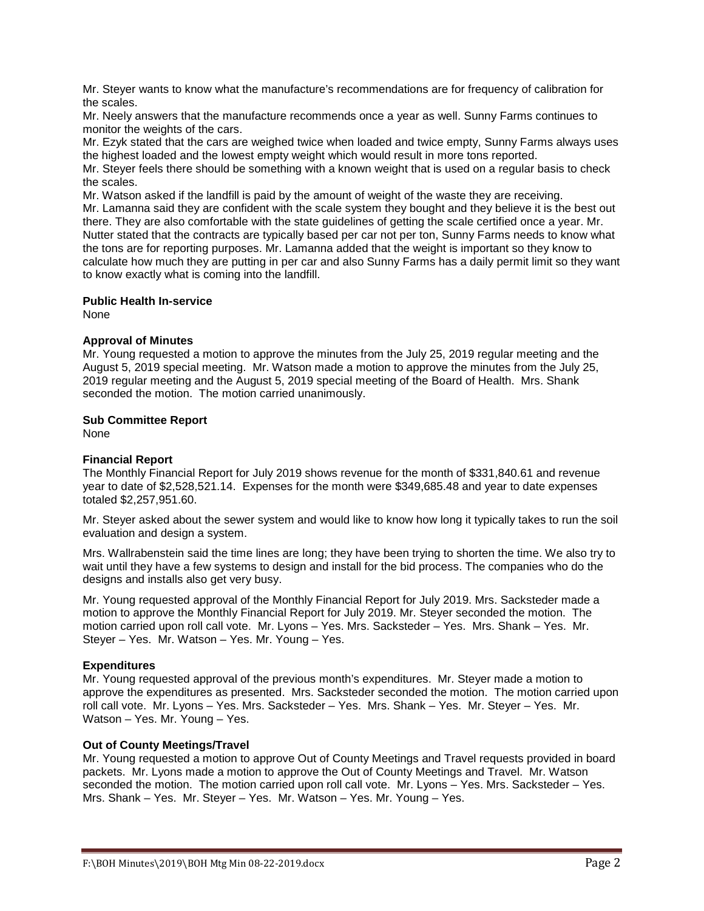Mr. Steyer wants to know what the manufacture's recommendations are for frequency of calibration for the scales.

Mr. Neely answers that the manufacture recommends once a year as well. Sunny Farms continues to monitor the weights of the cars.

Mr. Ezyk stated that the cars are weighed twice when loaded and twice empty, Sunny Farms always uses the highest loaded and the lowest empty weight which would result in more tons reported.

Mr. Steyer feels there should be something with a known weight that is used on a regular basis to check the scales.

Mr. Watson asked if the landfill is paid by the amount of weight of the waste they are receiving.

Mr. Lamanna said they are confident with the scale system they bought and they believe it is the best out there. They are also comfortable with the state guidelines of getting the scale certified once a year. Mr. Nutter stated that the contracts are typically based per car not per ton, Sunny Farms needs to know what the tons are for reporting purposes. Mr. Lamanna added that the weight is important so they know to calculate how much they are putting in per car and also Sunny Farms has a daily permit limit so they want to know exactly what is coming into the landfill.

**Public Health In-service**

None

**Approval of Minutes**

Mr. Young requested a motion to approve the minutes from the July 25, 2019 regular meeting and the August 5, 2019 special meeting. Mr. Watson made a motion to approve the minutes from the July 25, 2019 regular meeting and the August 5, 2019 special meeting of the Board of Health. Mrs. Shank seconded the motion. The motion carried unanimously.

**Sub Committee Report**

None

**Financial Report**

The Monthly Financial Report for July 2019 shows revenue for the month of $331,840.61 and revenue year to date of $2,528,521.14. Expenses for the month were $349,685.48 and year to date expenses totaled $2,257,951.60.

Mr. Steyer asked about the sewer system and would like to know how long it typically takes to run the soil evaluation and design a system.

Mrs. Wallrabenstein said the time lines are long; they have been trying to shorten the time. We also try to wait until they have a few systems to design and install for the bid process. The companies who do the designs and installs also get very busy.

Mr. Young requested approval of the Monthly Financial Report for July 2019. Mrs. Sacksteder made a motion to approve the Monthly Financial Report for July 2019. Mr. Steyer seconded the motion. The motion carried upon roll call vote. Mr. Lyons – Yes. Mrs. Sacksteder – Yes. Mrs. Shank – Yes. Mr. Steyer – Yes. Mr. Watson – Yes. Mr. Young – Yes.

**Expenditures**

Mr. Young requested approval of the previous month's expenditures. Mr. Steyer made a motion to approve the expenditures as presented. Mrs. Sacksteder seconded the motion. The motion carried upon roll call vote. Mr. Lyons – Yes. Mrs. Sacksteder – Yes. Mrs. Shank – Yes. Mr. Steyer – Yes. Mr. Watson – Yes. Mr. Young – Yes.

**Out of County Meetings/Travel**

Mr. Young requested a motion to approve Out of County Meetings and Travel requests provided in board packets. Mr. Lyons made a motion to approve the Out of County Meetings and Travel. Mr. Watson seconded the motion. The motion carried upon roll call vote. Mr. Lyons – Yes. Mrs. Sacksteder – Yes. Mrs. Shank – Yes. Mr. Steyer – Yes. Mr. Watson – Yes. Mr. Young – Yes.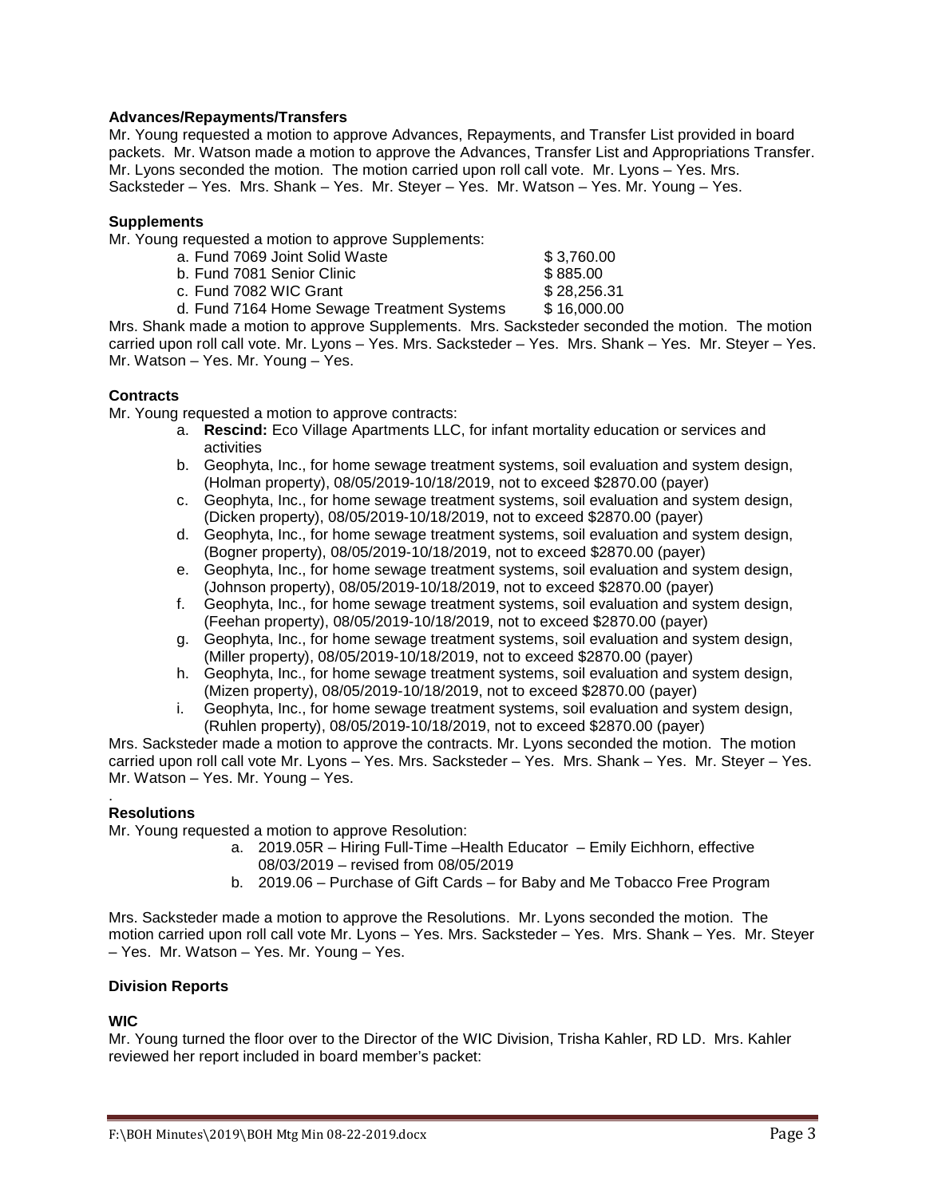**Advances/Repayments/Transfers**

Mr. Young requested a motion to approve Advances, Repayments, and Transfer List provided in board packets. Mr. Watson made a motion to approve the Advances, Transfer List and Appropriations Transfer. Mr. Lyons seconded the motion. The motion carried upon roll call vote. Mr. Lyons – Yes. Mrs. Sacksteder – Yes. Mrs. Shank – Yes. Mr. Steyer – Yes. Mr. Watson – Yes. Mr. Young – Yes.

**Supplements**

Mr. Young requested a motion to approve Supplements:

a. Fund 7069 Joint Solid Waste $ 3,760.00
b. Fund 7081 Senior Clinic $ 885.00
c. Fund 7082 WIC Grant $ 28,256.31
d. Fund 7164 Home Sewage Treatment Systems $ 16,000.00

Mrs. Shank made a motion to approve Supplements. Mrs. Sacksteder seconded the motion. The motion carried upon roll call vote. Mr. Lyons – Yes. Mrs. Sacksteder – Yes. Mrs. Shank – Yes. Mr. Steyer – Yes. Mr. Watson – Yes. Mr. Young – Yes.

**Contracts**

Mr. Young requested a motion to approve contracts:

a. **Rescind:** Eco Village Apartments LLC, for infant mortality education or services and activities
b. Geophyta, Inc., for home sewage treatment systems, soil evaluation and system design, (Holman property), 08/05/2019-10/18/2019, not to exceed $2870.00 (payer)
c. Geophyta, Inc., for home sewage treatment systems, soil evaluation and system design, (Dicken property), 08/05/2019-10/18/2019, not to exceed $2870.00 (payer)
d. Geophyta, Inc., for home sewage treatment systems, soil evaluation and system design, (Bogner property), 08/05/2019-10/18/2019, not to exceed $2870.00 (payer)
e. Geophyta, Inc., for home sewage treatment systems, soil evaluation and system design, (Johnson property), 08/05/2019-10/18/2019, not to exceed $2870.00 (payer)
f. Geophyta, Inc., for home sewage treatment systems, soil evaluation and system design, (Feehan property), 08/05/2019-10/18/2019, not to exceed $2870.00 (payer)
g. Geophyta, Inc., for home sewage treatment systems, soil evaluation and system design, (Miller property), 08/05/2019-10/18/2019, not to exceed $2870.00 (payer)
h. Geophyta, Inc., for home sewage treatment systems, soil evaluation and system design, (Mizen property), 08/05/2019-10/18/2019, not to exceed $2870.00 (payer)
i. Geophyta, Inc., for home sewage treatment systems, soil evaluation and system design, (Ruhlen property), 08/05/2019-10/18/2019, not to exceed $2870.00 (payer)

Mrs. Sacksteder made a motion to approve the contracts. Mr. Lyons seconded the motion. The motion carried upon roll call vote Mr. Lyons – Yes. Mrs. Sacksteder – Yes. Mrs. Shank – Yes. Mr. Steyer – Yes. Mr. Watson – Yes. Mr. Young – Yes.

**Resolutions**

Mr. Young requested a motion to approve Resolution:

a. 2019.05R – Hiring Full-Time –Health Educator – Emily Eichhorn, effective 08/03/2019 – revised from 08/05/2019
b. 2019.06 – Purchase of Gift Cards – for Baby and Me Tobacco Free Program

Mrs. Sacksteder made a motion to approve the Resolutions. Mr. Lyons seconded the motion. The motion carried upon roll call vote Mr. Lyons – Yes. Mrs. Sacksteder – Yes. Mrs. Shank – Yes. Mr. Steyer – Yes. Mr. Watson – Yes. Mr. Young – Yes.

**Division Reports**

**WIC**

Mr. Young turned the floor over to the Director of the WIC Division, Trisha Kahler, RD LD. Mrs. Kahler reviewed her report included in board member's packet: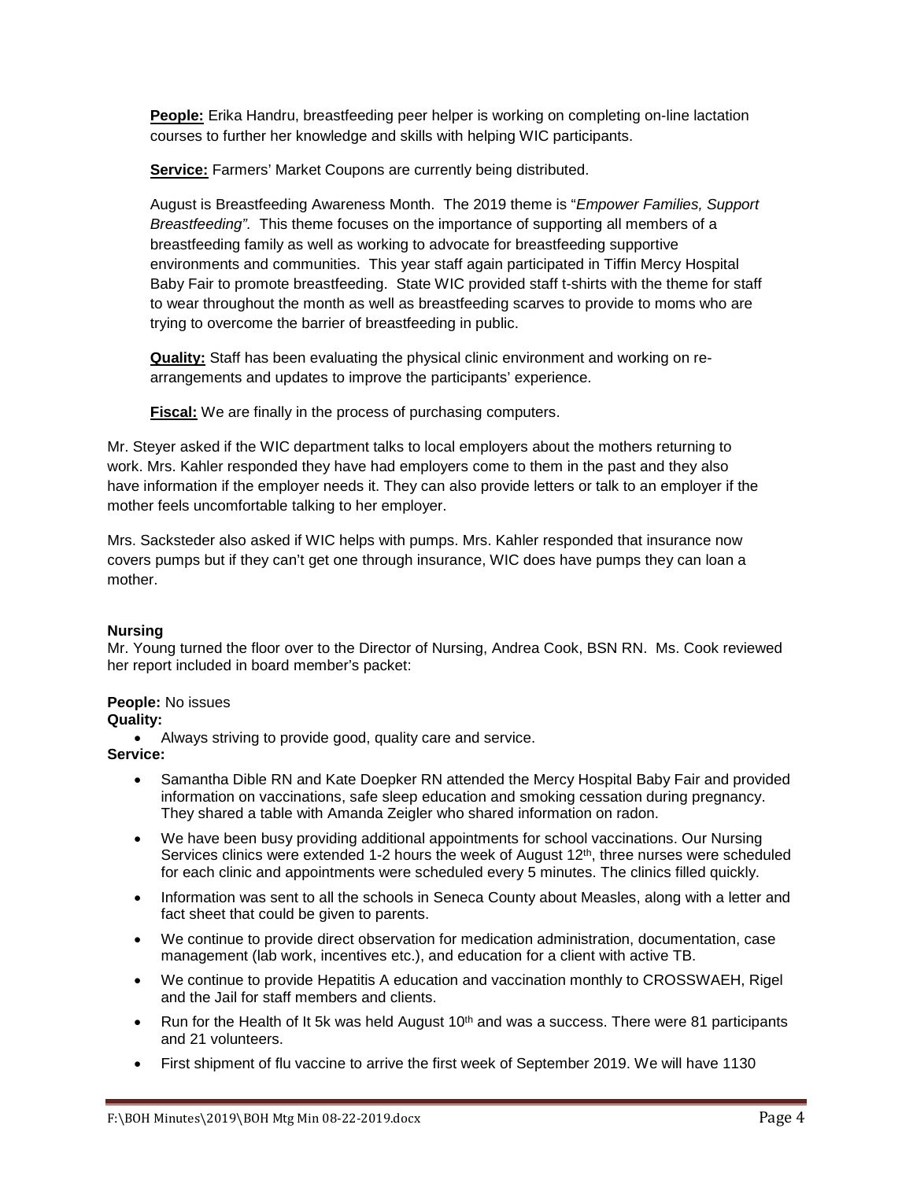**People:** Erika Handru, breastfeeding peer helper is working on completing on-line lactation courses to further her knowledge and skills with helping WIC participants.

**Service:** Farmers' Market Coupons are currently being distributed.

August is Breastfeeding Awareness Month. The 2019 theme is "*Empower Families, Support Breastfeeding".* This theme focuses on the importance of supporting all members of a breastfeeding family as well as working to advocate for breastfeeding supportive environments and communities. This year staff again participated in Tiffin Mercy Hospital Baby Fair to promote breastfeeding. State WIC provided staff t-shirts with the theme for staff to wear throughout the month as well as breastfeeding scarves to provide to moms who are trying to overcome the barrier of breastfeeding in public.

**Quality:** Staff has been evaluating the physical clinic environment and working on re-arrangements and updates to improve the participants' experience.

**Fiscal:** We are finally in the process of purchasing computers.

Mr. Steyer asked if the WIC department talks to local employers about the mothers returning to work. Mrs. Kahler responded they have had employers come to them in the past and they also have information if the employer needs it. They can also provide letters or talk to an employer if the mother feels uncomfortable talking to her employer.

Mrs. Sacksteder also asked if WIC helps with pumps. Mrs. Kahler responded that insurance now covers pumps but if they can't get one through insurance, WIC does have pumps they can loan a mother.

**Nursing**

Mr. Young turned the floor over to the Director of Nursing, Andrea Cook, BSN RN. Ms. Cook reviewed her report included in board member's packet:

**People:** No issues

**Quality:**

- Always striving to provide good, quality care and service.

**Service:**

- Samantha Dible RN and Kate Doepker RN attended the Mercy Hospital Baby Fair and provided information on vaccinations, safe sleep education and smoking cessation during pregnancy. They shared a table with Amanda Zeigler who shared information on radon.
- We have been busy providing additional appointments for school vaccinations. Our Nursing Services clinics were extended 1-2 hours the week of August 12th, three nurses were scheduled for each clinic and appointments were scheduled every 5 minutes. The clinics filled quickly.
- Information was sent to all the schools in Seneca County about Measles, along with a letter and fact sheet that could be given to parents.
- We continue to provide direct observation for medication administration, documentation, case management (lab work, incentives etc.), and education for a client with active TB.
- We continue to provide Hepatitis A education and vaccination monthly to CROSSWAEH, Rigel and the Jail for staff members and clients.
- Run for the Health of It 5k was held August 10th and was a success. There were 81 participants and 21 volunteers.
- First shipment of flu vaccine to arrive the first week of September 2019. We will have 1130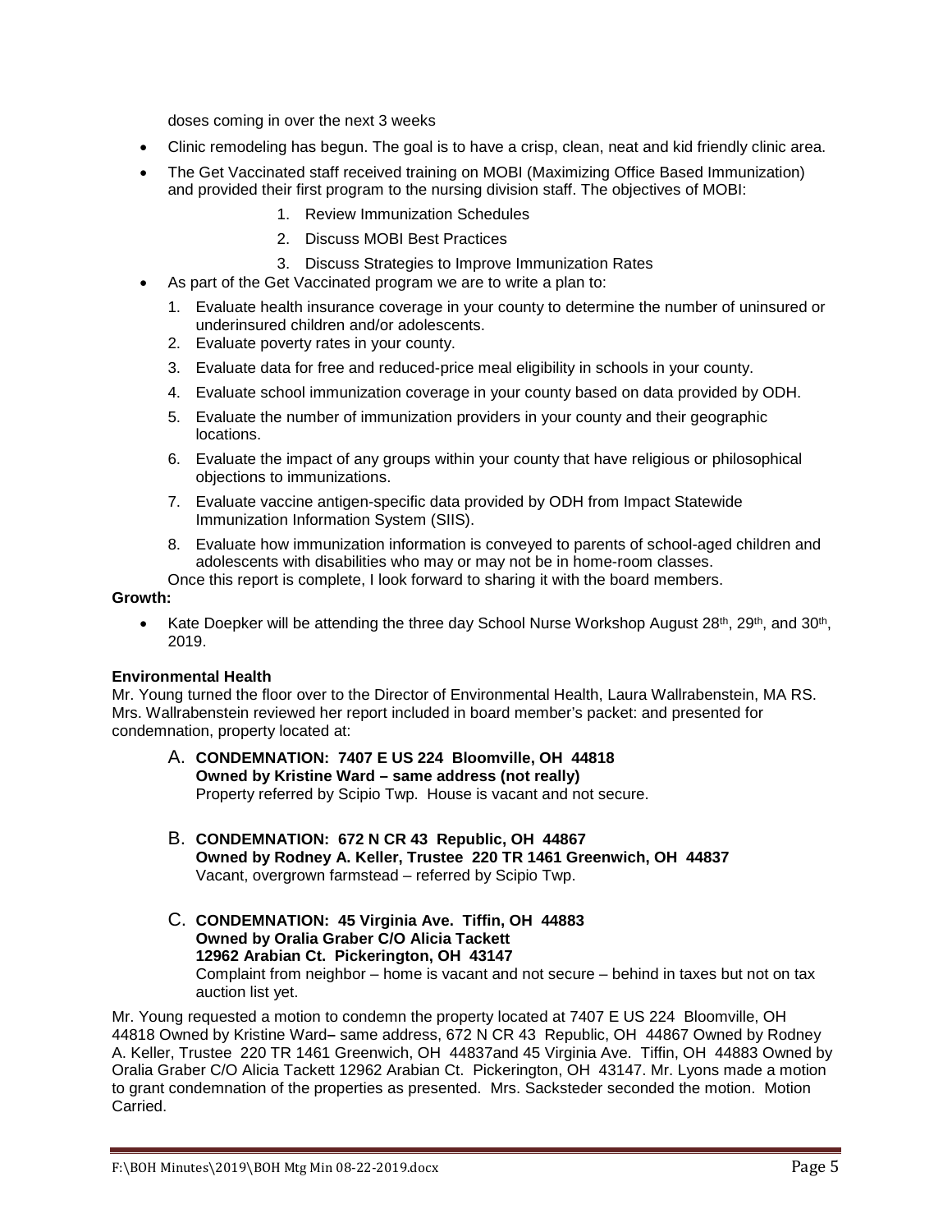doses coming in over the next 3 weeks

- Clinic remodeling has begun. The goal is to have a crisp, clean, neat and kid friendly clinic area.
- The Get Vaccinated staff received training on MOBI (Maximizing Office Based Immunization) and provided their first program to the nursing division staff. The objectives of MOBI:
    1. Review Immunization Schedules
    2. Discuss MOBI Best Practices
    3. Discuss Strategies to Improve Immunization Rates
- As part of the Get Vaccinated program we are to write a plan to:
    1. Evaluate health insurance coverage in your county to determine the number of uninsured or underinsured children and/or adolescents.
    2. Evaluate poverty rates in your county.
    3. Evaluate data for free and reduced-price meal eligibility in schools in your county.
    4. Evaluate school immunization coverage in your county based on data provided by ODH.
    5. Evaluate the number of immunization providers in your county and their geographic locations.
    6. Evaluate the impact of any groups within your county that have religious or philosophical objections to immunizations.
    7. Evaluate vaccine antigen-specific data provided by ODH from Impact Statewide Immunization Information System (SIIS).
    8. Evaluate how immunization information is conveyed to parents of school-aged children and adolescents with disabilities who may or may not be in home-room classes.

    Once this report is complete, I look forward to sharing it with the board members.

**Growth:**

- Kate Doepker will be attending the three day School Nurse Workshop August 28th, 29th, and 30th, 2019.

**Environmental Health**

Mr. Young turned the floor over to the Director of Environmental Health, Laura Wallrabenstein, MA RS. Mrs. Wallrabenstein reviewed her report included in board member's packet: and presented for condemnation, property located at:

A. **CONDEMNATION: 7407 E US 224 Bloomville, OH 44818**
**Owned by Kristine Ward – same address (not really)**
Property referred by Scipio Twp. House is vacant and not secure.

B. **CONDEMNATION: 672 N CR 43 Republic, OH 44867**
**Owned by Rodney A. Keller, Trustee 220 TR 1461 Greenwich, OH 44837**
Vacant, overgrown farmstead – referred by Scipio Twp.

C. **CONDEMNATION: 45 Virginia Ave. Tiffin, OH 44883**
**Owned by Oralia Graber C/O Alicia Tackett**
**12962 Arabian Ct. Pickerington, OH 43147**
Complaint from neighbor – home is vacant and not secure – behind in taxes but not on tax auction list yet.

Mr. Young requested a motion to condemn the property located at 7407 E US 224 Bloomville, OH 44818 Owned by Kristine Ward**–** same address, 672 N CR 43 Republic, OH 44867 Owned by Rodney A. Keller, Trustee 220 TR 1461 Greenwich, OH 44837and 45 Virginia Ave. Tiffin, OH 44883 Owned by Oralia Graber C/O Alicia Tackett 12962 Arabian Ct. Pickerington, OH 43147. Mr. Lyons made a motion to grant condemnation of the properties as presented. Mrs. Sacksteder seconded the motion. Motion Carried.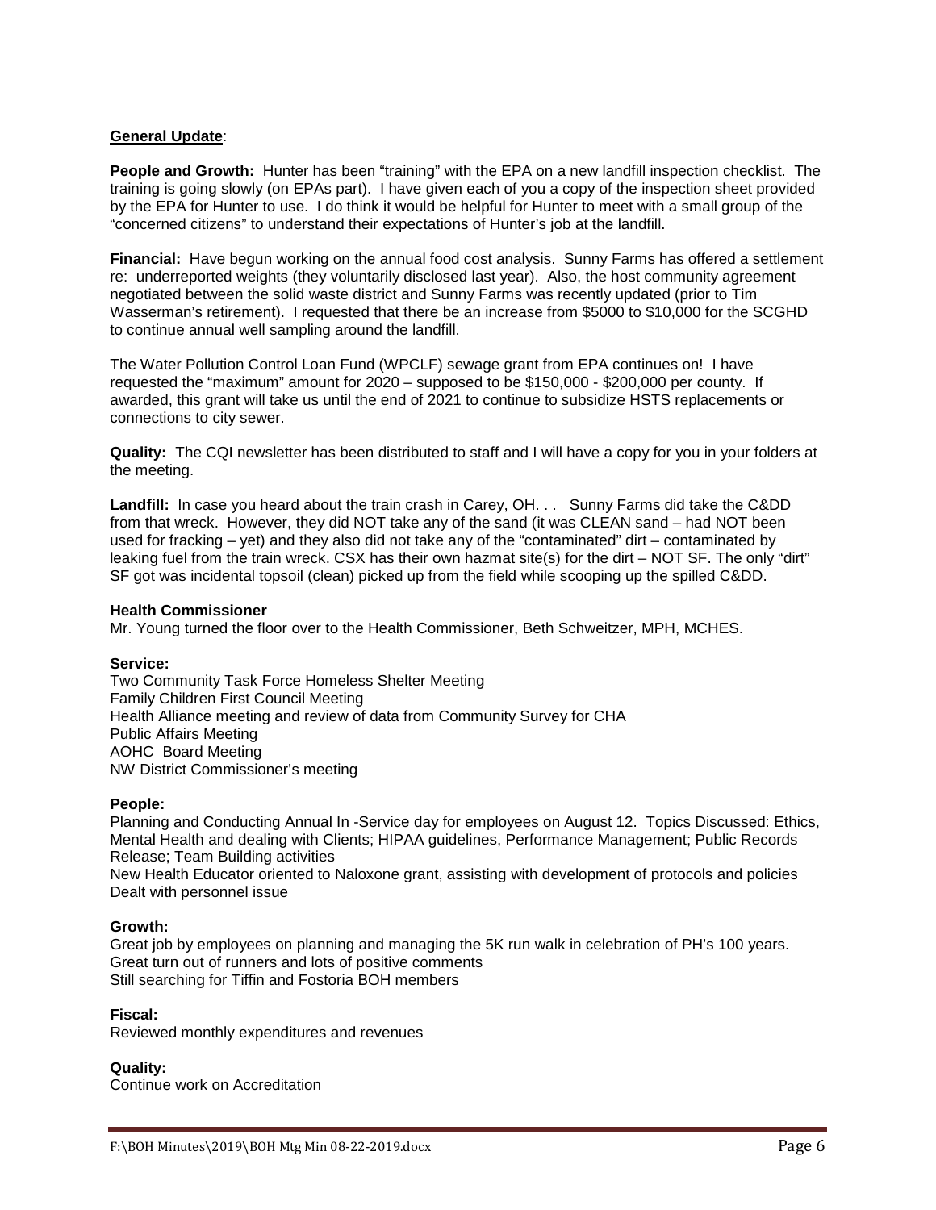**General Update**:

**People and Growth:** Hunter has been "training" with the EPA on a new landfill inspection checklist. The training is going slowly (on EPAs part). I have given each of you a copy of the inspection sheet provided by the EPA for Hunter to use. I do think it would be helpful for Hunter to meet with a small group of the "concerned citizens" to understand their expectations of Hunter's job at the landfill.

**Financial:** Have begun working on the annual food cost analysis. Sunny Farms has offered a settlement re: underreported weights (they voluntarily disclosed last year). Also, the host community agreement negotiated between the solid waste district and Sunny Farms was recently updated (prior to Tim Wasserman's retirement). I requested that there be an increase from $5000 to $10,000 for the SCGHD to continue annual well sampling around the landfill.

The Water Pollution Control Loan Fund (WPCLF) sewage grant from EPA continues on! I have requested the "maximum" amount for 2020 – supposed to be $150,000 - $200,000 per county. If awarded, this grant will take us until the end of 2021 to continue to subsidize HSTS replacements or connections to city sewer.

**Quality:** The CQI newsletter has been distributed to staff and I will have a copy for you in your folders at the meeting.

**Landfill:** In case you heard about the train crash in Carey, OH. . . Sunny Farms did take the C&DD from that wreck. However, they did NOT take any of the sand (it was CLEAN sand – had NOT been used for fracking – yet) and they also did not take any of the "contaminated" dirt – contaminated by leaking fuel from the train wreck. CSX has their own hazmat site(s) for the dirt – NOT SF. The only "dirt" SF got was incidental topsoil (clean) picked up from the field while scooping up the spilled C&DD.

**Health Commissioner**

Mr. Young turned the floor over to the Health Commissioner, Beth Schweitzer, MPH, MCHES.

**Service:**

Two Community Task Force Homeless Shelter Meeting
Family Children First Council Meeting
Health Alliance meeting and review of data from Community Survey for CHA
Public Affairs Meeting
AOHC Board Meeting
NW District Commissioner's meeting

**People:**

Planning and Conducting Annual In -Service day for employees on August 12. Topics Discussed: Ethics, Mental Health and dealing with Clients; HIPAA guidelines, Performance Management; Public Records Release; Team Building activities
New Health Educator oriented to Naloxone grant, assisting with development of protocols and policies
Dealt with personnel issue

**Growth:**

Great job by employees on planning and managing the 5K run walk in celebration of PH's 100 years.
Great turn out of runners and lots of positive comments
Still searching for Tiffin and Fostoria BOH members

**Fiscal:**

Reviewed monthly expenditures and revenues

**Quality:**

Continue work on Accreditation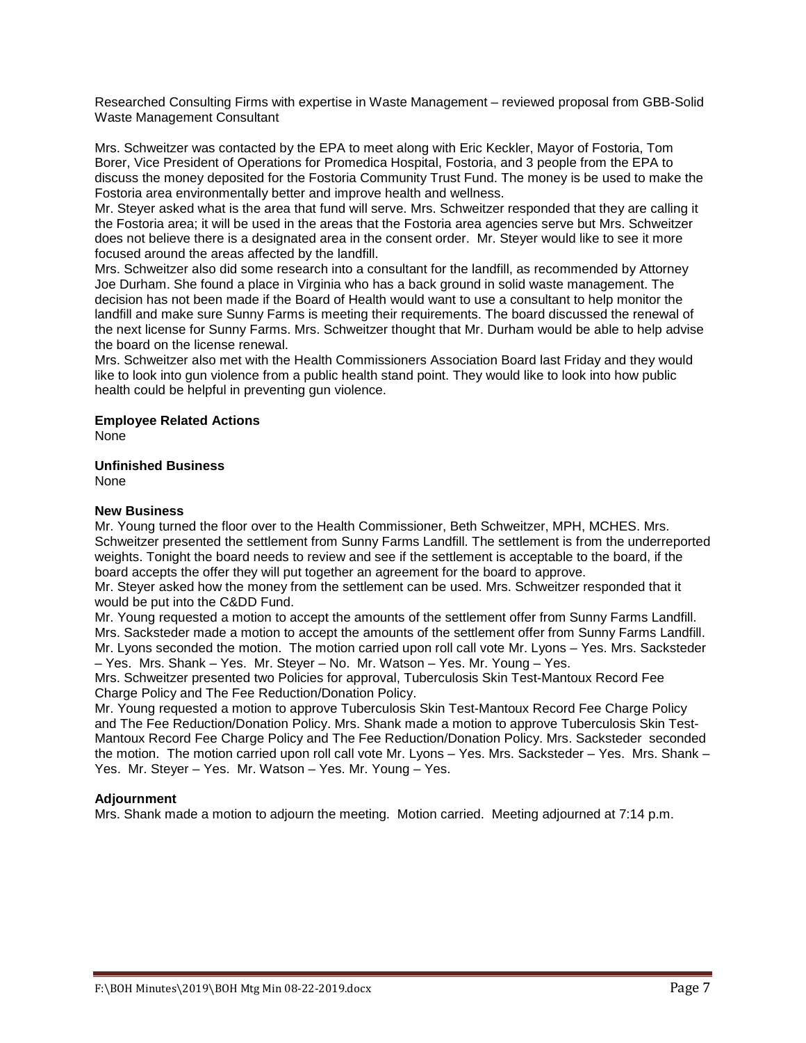Researched Consulting Firms with expertise in Waste Management – reviewed proposal from GBB-Solid Waste Management Consultant

Mrs. Schweitzer was contacted by the EPA to meet along with Eric Keckler, Mayor of Fostoria, Tom Borer, Vice President of Operations for Promedica Hospital, Fostoria, and 3 people from the EPA to discuss the money deposited for the Fostoria Community Trust Fund. The money is be used to make the Fostoria area environmentally better and improve health and wellness.
Mr. Steyer asked what is the area that fund will serve. Mrs. Schweitzer responded that they are calling it the Fostoria area; it will be used in the areas that the Fostoria area agencies serve but Mrs. Schweitzer does not believe there is a designated area in the consent order. Mr. Steyer would like to see it more focused around the areas affected by the landfill.
Mrs. Schweitzer also did some research into a consultant for the landfill, as recommended by Attorney Joe Durham. She found a place in Virginia who has a back ground in solid waste management. The decision has not been made if the Board of Health would want to use a consultant to help monitor the landfill and make sure Sunny Farms is meeting their requirements. The board discussed the renewal of the next license for Sunny Farms. Mrs. Schweitzer thought that Mr. Durham would be able to help advise the board on the license renewal.
Mrs. Schweitzer also met with the Health Commissioners Association Board last Friday and they would like to look into gun violence from a public health stand point. They would like to look into how public health could be helpful in preventing gun violence.

**Employee Related Actions**
None

**Unfinished Business**
None

**New Business**
Mr. Young turned the floor over to the Health Commissioner, Beth Schweitzer, MPH, MCHES. Mrs. Schweitzer presented the settlement from Sunny Farms Landfill. The settlement is from the underreported weights. Tonight the board needs to review and see if the settlement is acceptable to the board, if the board accepts the offer they will put together an agreement for the board to approve.
Mr. Steyer asked how the money from the settlement can be used. Mrs. Schweitzer responded that it would be put into the C&DD Fund.
Mr. Young requested a motion to accept the amounts of the settlement offer from Sunny Farms Landfill. Mrs. Sacksteder made a motion to accept the amounts of the settlement offer from Sunny Farms Landfill. Mr. Lyons seconded the motion. The motion carried upon roll call vote Mr. Lyons – Yes. Mrs. Sacksteder – Yes. Mrs. Shank – Yes. Mr. Steyer – No. Mr. Watson – Yes. Mr. Young – Yes.
Mrs. Schweitzer presented two Policies for approval, Tuberculosis Skin Test-Mantoux Record Fee Charge Policy and The Fee Reduction/Donation Policy.
Mr. Young requested a motion to approve Tuberculosis Skin Test-Mantoux Record Fee Charge Policy and The Fee Reduction/Donation Policy. Mrs. Shank made a motion to approve Tuberculosis Skin Test-Mantoux Record Fee Charge Policy and The Fee Reduction/Donation Policy. Mrs. Sacksteder seconded the motion. The motion carried upon roll call vote Mr. Lyons – Yes. Mrs. Sacksteder – Yes. Mrs. Shank – Yes. Mr. Steyer – Yes. Mr. Watson – Yes. Mr. Young – Yes.

**Adjournment**
Mrs. Shank made a motion to adjourn the meeting. Motion carried. Meeting adjourned at 7:14 p.m.